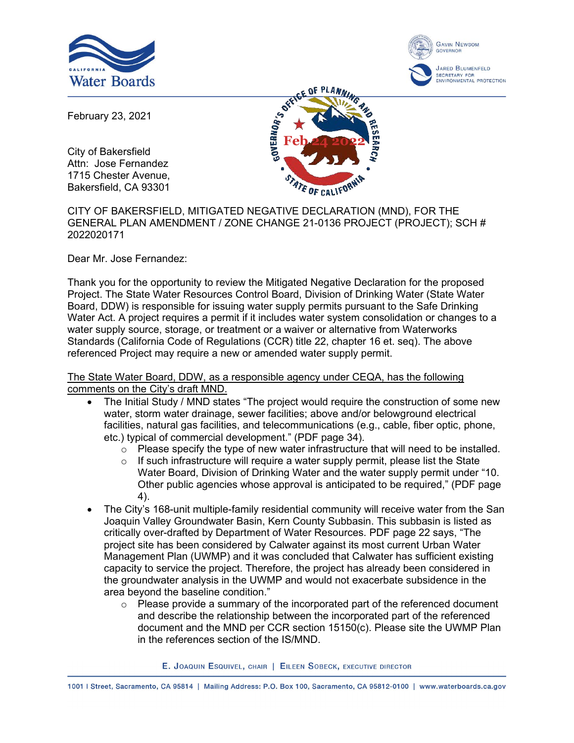February 23, 2021

City of Bakersfield
Attn: Jose Fernandez
1715 Chester Avenue,
Bakersfield, CA 93301

CITY OF BAKERSFIELD, MITIGATED NEGATIVE DECLARATION (MND), FOR THE GENERAL PLAN AMENDMENT / ZONE CHANGE 21-0136 PROJECT (PROJECT); SCH # 2022020171

Dear Mr. Jose Fernandez:

Thank you for the opportunity to review the Mitigated Negative Declaration for the proposed Project. The State Water Resources Control Board, Division of Drinking Water (State Water Board, DDW) is responsible for issuing water supply permits pursuant to the Safe Drinking Water Act. A project requires a permit if it includes water system consolidation or changes to a water supply source, storage, or treatment or a waiver or alternative from Waterworks Standards (California Code of Regulations (CCR) title 22, chapter 16 et. seq). The above referenced Project may require a new or amended water supply permit.

The State Water Board, DDW, as a responsible agency under CEQA, has the following comments on the City's draft MND.

- The Initial Study / MND states "The project would require the construction of some new water, storm water drainage, sewer facilities; above and/or belowground electrical facilities, natural gas facilities, and telecommunications (e.g., cable, fiber optic, phone, etc.) typical of commercial development." (PDF page 34).
  - Please specify the type of new water infrastructure that will need to be installed.
  - If such infrastructure will require a water supply permit, please list the State Water Board, Division of Drinking Water and the water supply permit under "10. Other public agencies whose approval is anticipated to be required," (PDF page 4).
- The City's 168-unit multiple-family residential community will receive water from the San Joaquin Valley Groundwater Basin, Kern County Subbasin. This subbasin is listed as critically over-drafted by Department of Water Resources. PDF page 22 says, "The project site has been considered by Calwater against its most current Urban Water Management Plan (UWMP) and it was concluded that Calwater has sufficient existing capacity to service the project. Therefore, the project has already been considered in the groundwater analysis in the UWMP and would not exacerbate subsidence in the area beyond the baseline condition."
  - Please provide a summary of the incorporated part of the referenced document and describe the relationship between the incorporated part of the referenced document and the MND per CCR section 15150(c). Please site the UWMP Plan in the references section of the IS/MND.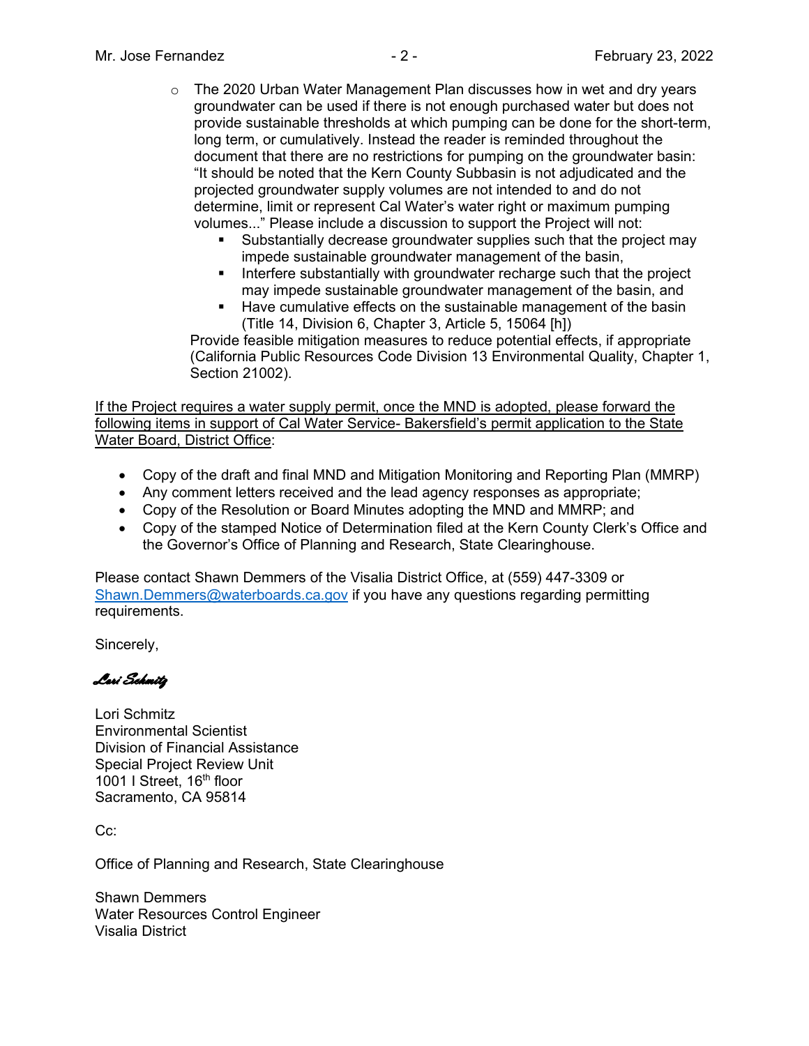- The 2020 Urban Water Management Plan discusses how in wet and dry years groundwater can be used if there is not enough purchased water but does not provide sustainable thresholds at which pumping can be done for the short-term, long term, or cumulatively. Instead the reader is reminded throughout the document that there are no restrictions for pumping on the groundwater basin: "It should be noted that the Kern County Subbasin is not adjudicated and the projected groundwater supply volumes are not intended to and do not determine, limit or represent Cal Water's water right or maximum pumping volumes..." Please include a discussion to support the Project will not:
    - Substantially decrease groundwater supplies such that the project may impede sustainable groundwater management of the basin,
    - Interfere substantially with groundwater recharge such that the project may impede sustainable groundwater management of the basin, and
    - Have cumulative effects on the sustainable management of the basin (Title 14, Division 6, Chapter 3, Article 5, 15064 [h])

  Provide feasible mitigation measures to reduce potential effects, if appropriate (California Public Resources Code Division 13 Environmental Quality, Chapter 1, Section 21002).

<u>If the Project requires a water supply permit, once the MND is adopted, please forward the following items in support of Cal Water Service- Bakersfield's permit application to the State Water Board, District Office</u>:

- Copy of the draft and final MND and Mitigation Monitoring and Reporting Plan (MMRP)
- Any comment letters received and the lead agency responses as appropriate;
- Copy of the Resolution or Board Minutes adopting the MND and MMRP; and
- Copy of the stamped Notice of Determination filed at the Kern County Clerk's Office and the Governor's Office of Planning and Research, State Clearinghouse.

Please contact Shawn Demmers of the Visalia District Office, at (559) 447-3309 or Shawn.Demmers@waterboards.ca.gov if you have any questions regarding permitting requirements.

Sincerely,

*Lori Schmitz*

Lori Schmitz
Environmental Scientist
Division of Financial Assistance
Special Project Review Unit
1001 I Street, 16th floor
Sacramento, CA 95814

Cc:

Office of Planning and Research, State Clearinghouse

Shawn Demmers
Water Resources Control Engineer
Visalia District